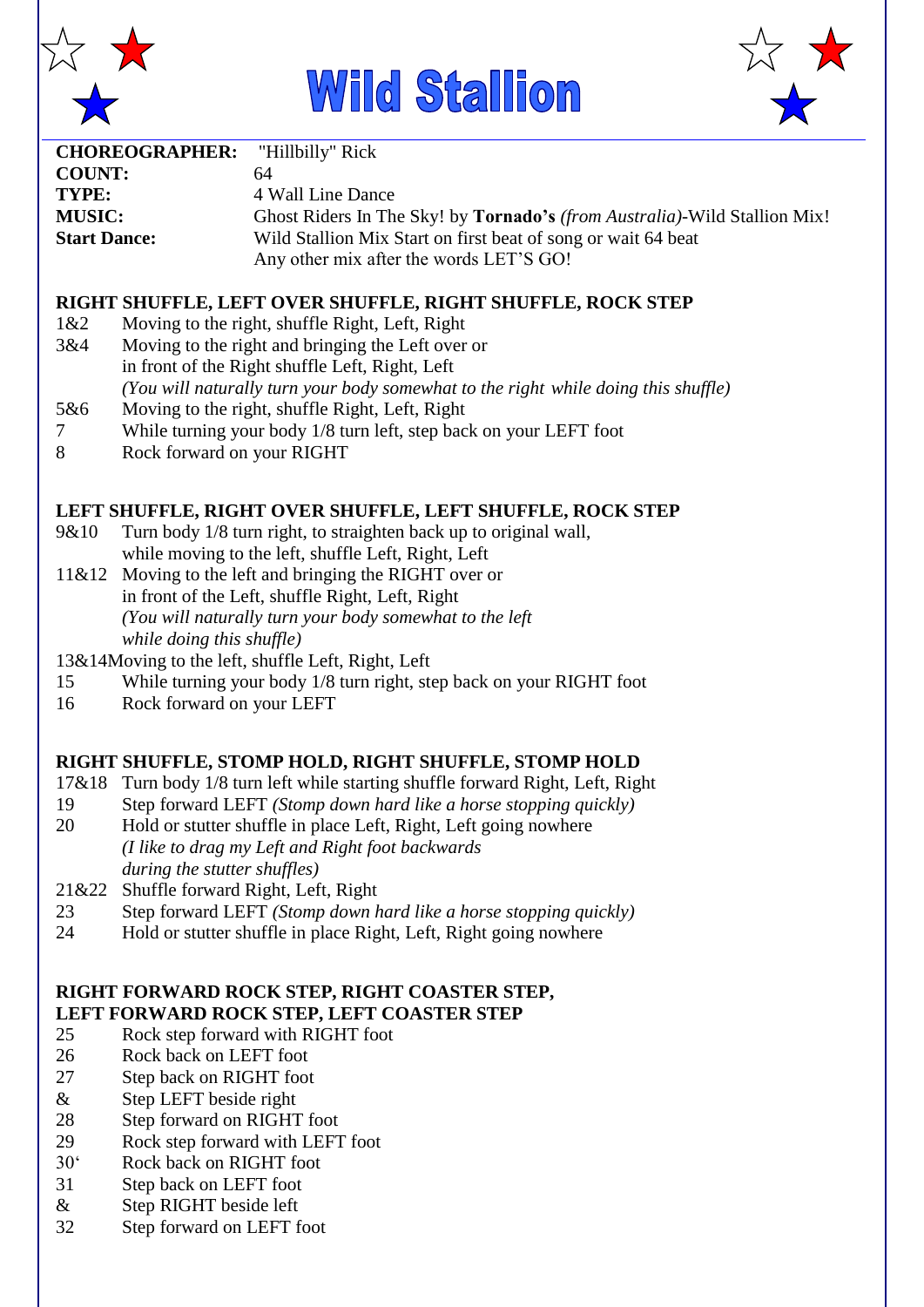# Wild Stallion

| | |
|---|---|
| **CHOREOGRAPHER:** | "Hillbilly" Rick |
| **COUNT:** | 64 |
| **TYPE:** | 4 Wall Line Dance |
| **MUSIC:** | Ghost Riders In The Sky! by **Tornado's** *(from Australia)*-Wild Stallion Mix! |
| **Start Dance:** | Wild Stallion Mix Start on first beat of song or wait 64 beat<br>Any other mix after the words LET'S GO! |

**RIGHT SHUFFLE, LEFT OVER SHUFFLE, RIGHT SHUFFLE, ROCK STEP**

| | |
|---|---|
| 1&2 | Moving to the right, shuffle Right, Left, Right |
| 3&4 | Moving to the right and bringing the Left over or in front of the Right shuffle Left, Right, Left *(You will naturally turn your body somewhat to the right while doing this shuffle)* |
| 5&6 | Moving to the right, shuffle Right, Left, Right |
| 7 | While turning your body 1/8 turn left, step back on your LEFT foot |
| 8 | Rock forward on your RIGHT |

**LEFT SHUFFLE, RIGHT OVER SHUFFLE, LEFT SHUFFLE, ROCK STEP**

| | |
|---|---|
| 9&10 | Turn body 1/8 turn right, to straighten back up to original wall, while moving to the left, shuffle Left, Right, Left |
| 11&12 | Moving to the left and bringing the RIGHT over or in front of the Left, shuffle Right, Left, Right *(You will naturally turn your body somewhat to the left while doing this shuffle)* |
| 13&14 | Moving to the left, shuffle Left, Right, Left |
| 15 | While turning your body 1/8 turn right, step back on your RIGHT foot |
| 16 | Rock forward on your LEFT |

**RIGHT SHUFFLE, STOMP HOLD, RIGHT SHUFFLE, STOMP HOLD**

| | |
|---|---|
| 17&18 | Turn body 1/8 turn left while starting shuffle forward Right, Left, Right |
| 19 | Step forward LEFT *(Stomp down hard like a horse stopping quickly)* |
| 20 | Hold or stutter shuffle in place Left, Right, Left going nowhere *(I like to drag my Left and Right foot backwards during the stutter shuffles)* |
| 21&22 | Shuffle forward Right, Left, Right |
| 23 | Step forward LEFT *(Stomp down hard like a horse stopping quickly)* |
| 24 | Hold or stutter shuffle in place Right, Left, Right going nowhere |

**RIGHT FORWARD ROCK STEP, RIGHT COASTER STEP,**
**LEFT FORWARD ROCK STEP, LEFT COASTER STEP**

| | |
|---|---|
| 25 | Rock step forward with RIGHT foot |
| 26 | Rock back on LEFT foot |
| 27 | Step back on RIGHT foot |
| & | Step LEFT beside right |
| 28 | Step forward on RIGHT foot |
| 29 | Rock step forward with LEFT foot |
| 30' | Rock back on RIGHT foot |
| 31 | Step back on LEFT foot |
| & | Step RIGHT beside left |
| 32 | Step forward on LEFT foot |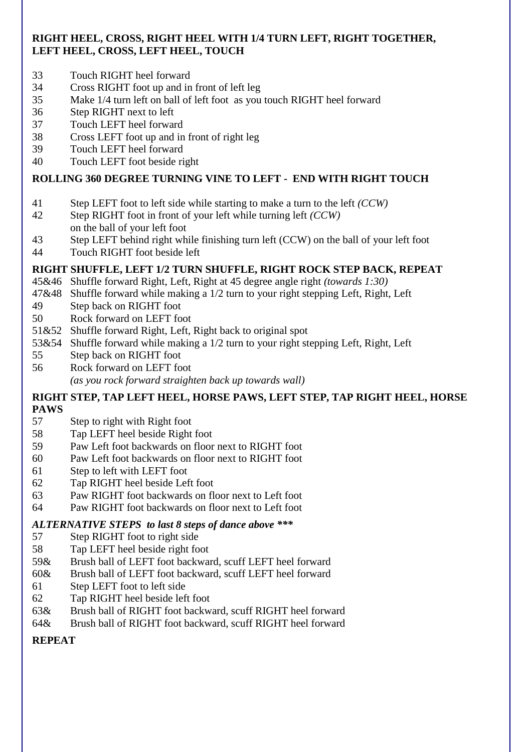**RIGHT HEEL, CROSS, RIGHT HEEL WITH 1/4 TURN LEFT, RIGHT TOGETHER, LEFT HEEL, CROSS, LEFT HEEL, TOUCH**

33 Touch RIGHT heel forward
34 Cross RIGHT foot up and in front of left leg
35 Make 1/4 turn left on ball of left foot as you touch RIGHT heel forward
36 Step RIGHT next to left
37 Touch LEFT heel forward
38 Cross LEFT foot up and in front of right leg
39 Touch LEFT heel forward
40 Touch LEFT foot beside right

**ROLLING 360 DEGREE TURNING VINE TO LEFT - END WITH RIGHT TOUCH**

41 Step LEFT foot to left side while starting to make a turn to the left *(CCW)*
42 Step RIGHT foot in front of your left while turning left *(CCW)* on the ball of your left foot
43 Step LEFT behind right while finishing turn left (CCW) on the ball of your left foot
44 Touch RIGHT foot beside left

**RIGHT SHUFFLE, LEFT 1/2 TURN SHUFFLE, RIGHT ROCK STEP BACK, REPEAT**

45&46 Shuffle forward Right, Left, Right at 45 degree angle right *(towards 1:30)*
47&48 Shuffle forward while making a 1/2 turn to your right stepping Left, Right, Left
49 Step back on RIGHT foot
50 Rock forward on LEFT foot
51&52 Shuffle forward Right, Left, Right back to original spot
53&54 Shuffle forward while making a 1/2 turn to your right stepping Left, Right, Left
55 Step back on RIGHT foot
56 Rock forward on LEFT foot
*(as you rock forward straighten back up towards wall)*

**RIGHT STEP, TAP LEFT HEEL, HORSE PAWS, LEFT STEP, TAP RIGHT HEEL, HORSE PAWS**

57 Step to right with Right foot
58 Tap LEFT heel beside Right foot
59 Paw Left foot backwards on floor next to RIGHT foot
60 Paw Left foot backwards on floor next to RIGHT foot
61 Step to left with LEFT foot
62 Tap RIGHT heel beside Left foot
63 Paw RIGHT foot backwards on floor next to Left foot
64 Paw RIGHT foot backwards on floor next to Left foot

***ALTERNATIVE STEPS to last 8 steps of dance above \*\*\****

57 Step RIGHT foot to right side
58 Tap LEFT heel beside right foot
59& Brush ball of LEFT foot backward, scuff LEFT heel forward
60& Brush ball of LEFT foot backward, scuff LEFT heel forward
61 Step LEFT foot to left side
62 Tap RIGHT heel beside left foot
63& Brush ball of RIGHT foot backward, scuff RIGHT heel forward
64& Brush ball of RIGHT foot backward, scuff RIGHT heel forward

**REPEAT**